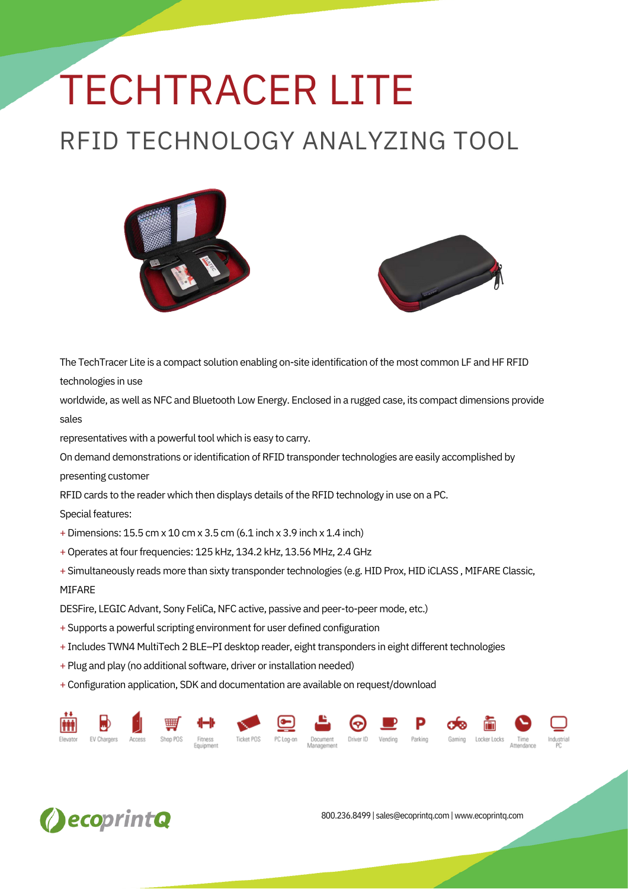# TECHTRACER LITE

## RFID TECHNOLOGY ANALYZING TOOL

The TechTracer Lite is a compact solution enabling on-site identification of the most common LF and HF RFID technologies in use worldwide, as well as NFC and Bluetooth Low Energy. Enclosed in a rugged case, its compact dimensions provide sales representatives with a powerful tool which is easy to carry.

On demand demonstrations or identification of RFID transponder technologies are easily accomplished by presenting customer RFID cards to the reader which then displays details of the RFID technology in use on a PC.

Special features:

+ Dimensions: 15.5 cm x 10 cm x 3.5 cm (6.1 inch x 3.9 inch x 1.4 inch)
+ Operates at four frequencies: 125 kHz, 134.2 kHz, 13.56 MHz, 2.4 GHz
+ Simultaneously reads more than sixty transponder technologies (e.g. HID Prox, HID iCLASS , MIFARE Classic, MIFARE DESFire, LEGIC Advant, Sony FeliCa, NFC active, passive and peer-to-peer mode, etc.)
+ Supports a powerful scripting environment for user defined configuration
+ Includes TWN4 MultiTech 2 BLE–PI desktop reader, eight transponders in eight different technologies
+ Plug and play (no additional software, driver or installation needed)
+ Configuration application, SDK and documentation are available on request/download

Elevator | EV Chargers | Access | Shop POS | Fitness Equipment | Ticket POS | PC Log-on | Document Management | Driver ID | Vending | Parking | Gaming | Locker Locks | Time Attendance | Industrial PC

ecoprintQ

800.236.8499 | sales@ecoprintq.com | www.ecoprintq.com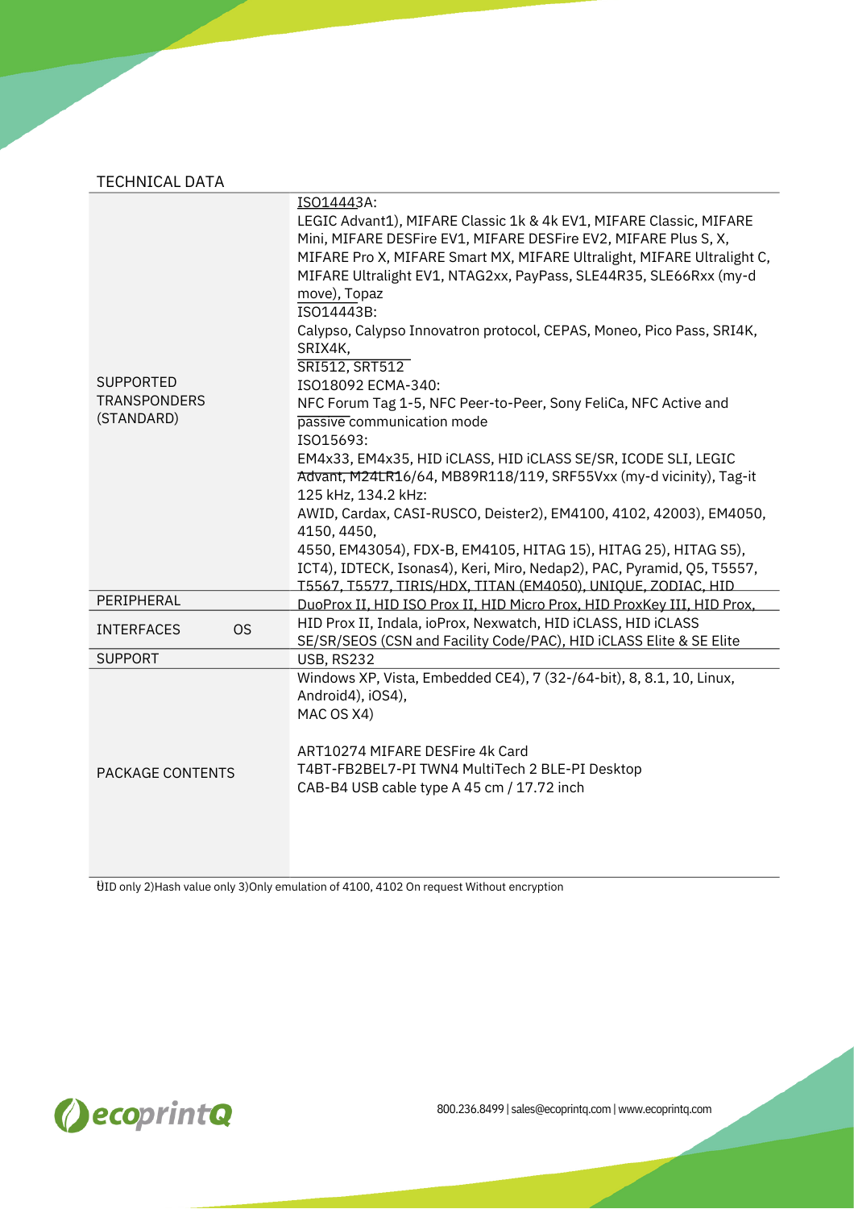TECHNICAL DATA

| | |
|---|---|
| SUPPORTED TRANSPONDERS (STANDARD) | ISO14443A:<br>LEGIC Advant1), MIFARE Classic 1k & 4k EV1, MIFARE Classic, MIFARE Mini, MIFARE DESFire EV1, MIFARE DESFire EV2, MIFARE Plus S, X, MIFARE Pro X, MIFARE Smart MX, MIFARE Ultralight, MIFARE Ultralight C, MIFARE Ultralight EV1, NTAG2xx, PayPass, SLE44R35, SLE66Rxx (my-d move), Topaz<br>ISO14443B:<br>Calypso, Calypso Innovatron protocol, CEPAS, Moneo, Pico Pass, SRI4K, SRIX4K,<br>SRI512, SRT512<br>ISO18092 ECMA-340:<br>NFC Forum Tag 1-5, NFC Peer-to-Peer, Sony FeliCa, NFC Active and passive communication mode<br>ISO15693:<br>EM4x33, EM4x35, HID iCLASS, HID iCLASS SE/SR, ICODE SLI, LEGIC Advant, M24LR16/64, MB89R118/119, SRF55Vxx (my-d vicinity), Tag-it<br>125 kHz, 134.2 kHz:<br>AWID, Cardax, CASI-RUSCO, Deister2), EM4100, 4102, 42003), EM4050, 4150, 4450,<br>4550, EM43054), FDX-B, EM4105, HITAG 15), HITAG 25), HITAG S5), ICT4), IDTECK, Isonas4), Keri, Miro, Nedap2), PAC, Pyramid, Q5, T5557, T5567, T5577, TIRIS/HDX, TITAN (EM4050), UNIQUE, ZODIAC, HID |
| PERIPHERAL | DuoProx II, HID ISO Prox II, HID Micro Prox, HID ProxKey III, HID Prox, |
| INTERFACES OS | HID Prox II, Indala, ioProx, Nexwatch, HID iCLASS, HID iCLASS SE/SR/SEOS (CSN and Facility Code/PAC), HID iCLASS Elite & SE Elite |
| SUPPORT | USB, RS232 |
| PACKAGE CONTENTS | Windows XP, Vista, Embedded CE4), 7 (32-/64-bit), 8, 8.1, 10, Linux, Android4), iOS4),<br>MAC OS X4)<br><br>ART10274 MIFARE DESFire 4k Card<br>T4BT-FB2BEL7-PI TWN4 MultiTech 2 BLE-PI Desktop<br>CAB-B4 USB cable type A 45 cm / 17.72 inch |

1)UID only 2)Hash value only 3)Only emulation of 4100, 4102 On request Without encryption

800.236.8499 | sales@ecoprintq.com | www.ecoprintq.com